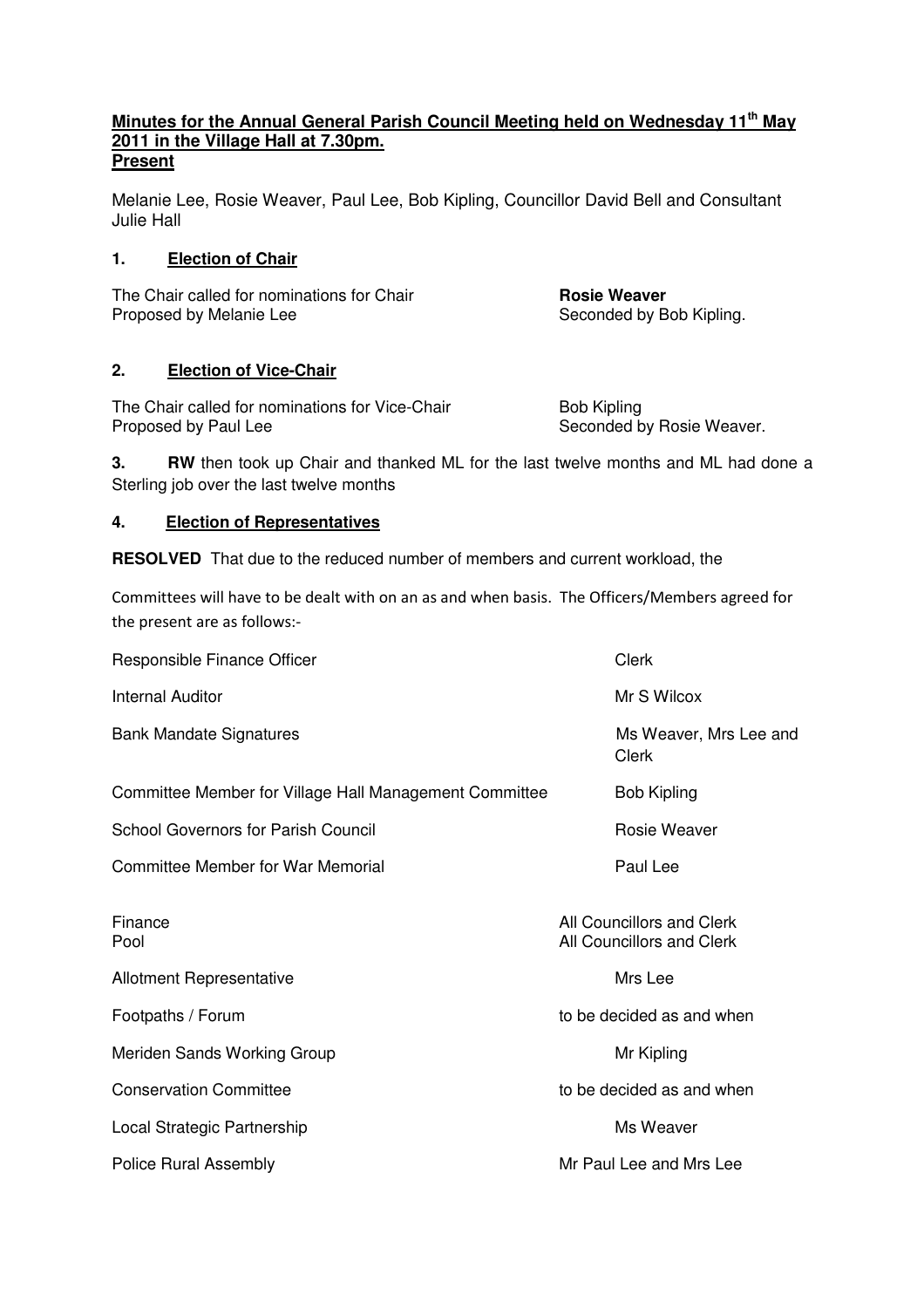**Minutes for the Annual General Parish Council Meeting held on Wednesday 11th May 2011 in the Village Hall at 7.30pm.**

**Present**

Melanie Lee, Rosie Weaver, Paul Lee, Bob Kipling, Councillor David Bell and Consultant Julie Hall

## 1. Election of Chair

The Chair called for nominations for Chair **Rosie Weaver**
Proposed by Melanie Lee Seconded by Bob Kipling.

## 2. Election of Vice-Chair

The Chair called for nominations for Vice-Chair Bob Kipling
Proposed by Paul Lee Seconded by Rosie Weaver.

**3.** **RW** then took up Chair and thanked ML for the last twelve months and ML had done a Sterling job over the last twelve months

## 4. Election of Representatives

**RESOLVED** That due to the reduced number of members and current workload, the Committees will have to be dealt with on an as and when basis. The Officers/Members agreed for the present are as follows:-

| | |
|---|---|
| Responsible Finance Officer | Clerk |
| Internal Auditor | Mr S Wilcox |
| Bank Mandate Signatures | Ms Weaver, Mrs Lee and Clerk |
| Committee Member for Village Hall Management Committee | Bob Kipling |
| School Governors for Parish Council | Rosie Weaver |
| Committee Member for War Memorial | Paul Lee |
| Finance | All Councillors and Clerk |
| Pool | All Councillors and Clerk |
| Allotment Representative | Mrs Lee |
| Footpaths / Forum | to be decided as and when |
| Meriden Sands Working Group | Mr Kipling |
| Conservation Committee | to be decided as and when |
| Local Strategic Partnership | Ms Weaver |
| Police Rural Assembly | Mr Paul Lee and Mrs Lee |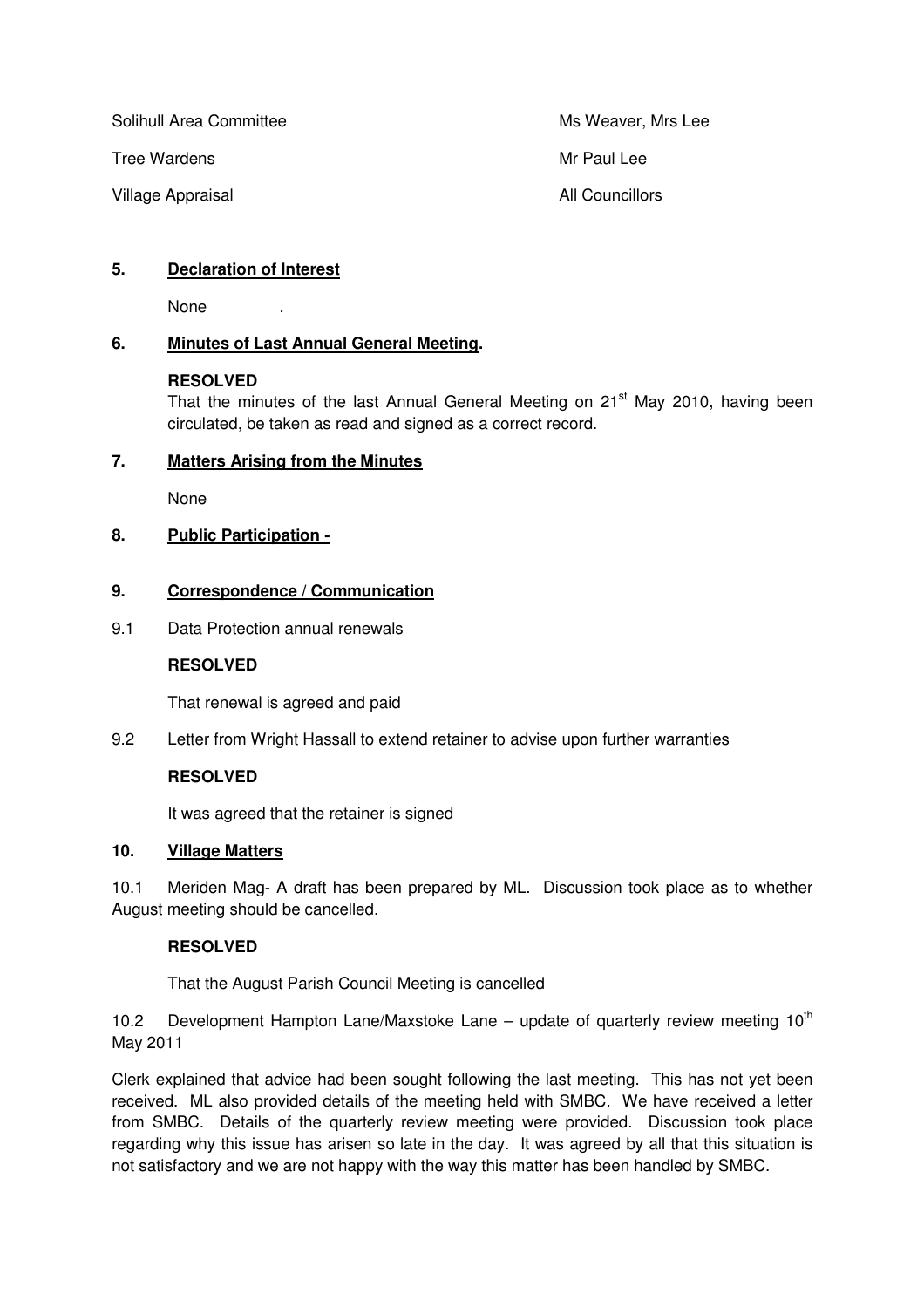| | |
|---|---|
| Solihull Area Committee | Ms Weaver, Mrs Lee |
| Tree Wardens | Mr Paul Lee |
| Village Appraisal | All Councillors |

**5. Declaration of Interest**

None .

**6. Minutes of Last Annual General Meeting.**

**RESOLVED**

That the minutes of the last Annual General Meeting on 21st May 2010, having been circulated, be taken as read and signed as a correct record.

**7. Matters Arising from the Minutes**

None

**8. Public Participation -**

**9. Correspondence / Communication**

9.1 Data Protection annual renewals

**RESOLVED**

That renewal is agreed and paid

9.2 Letter from Wright Hassall to extend retainer to advise upon further warranties

**RESOLVED**

It was agreed that the retainer is signed

**10. Village Matters**

10.1 Meriden Mag- A draft has been prepared by ML. Discussion took place as to whether August meeting should be cancelled.

**RESOLVED**

That the August Parish Council Meeting is cancelled

10.2 Development Hampton Lane/Maxstoke Lane – update of quarterly review meeting 10th May 2011

Clerk explained that advice had been sought following the last meeting. This has not yet been received. ML also provided details of the meeting held with SMBC. We have received a letter from SMBC. Details of the quarterly review meeting were provided. Discussion took place regarding why this issue has arisen so late in the day. It was agreed by all that this situation is not satisfactory and we are not happy with the way this matter has been handled by SMBC.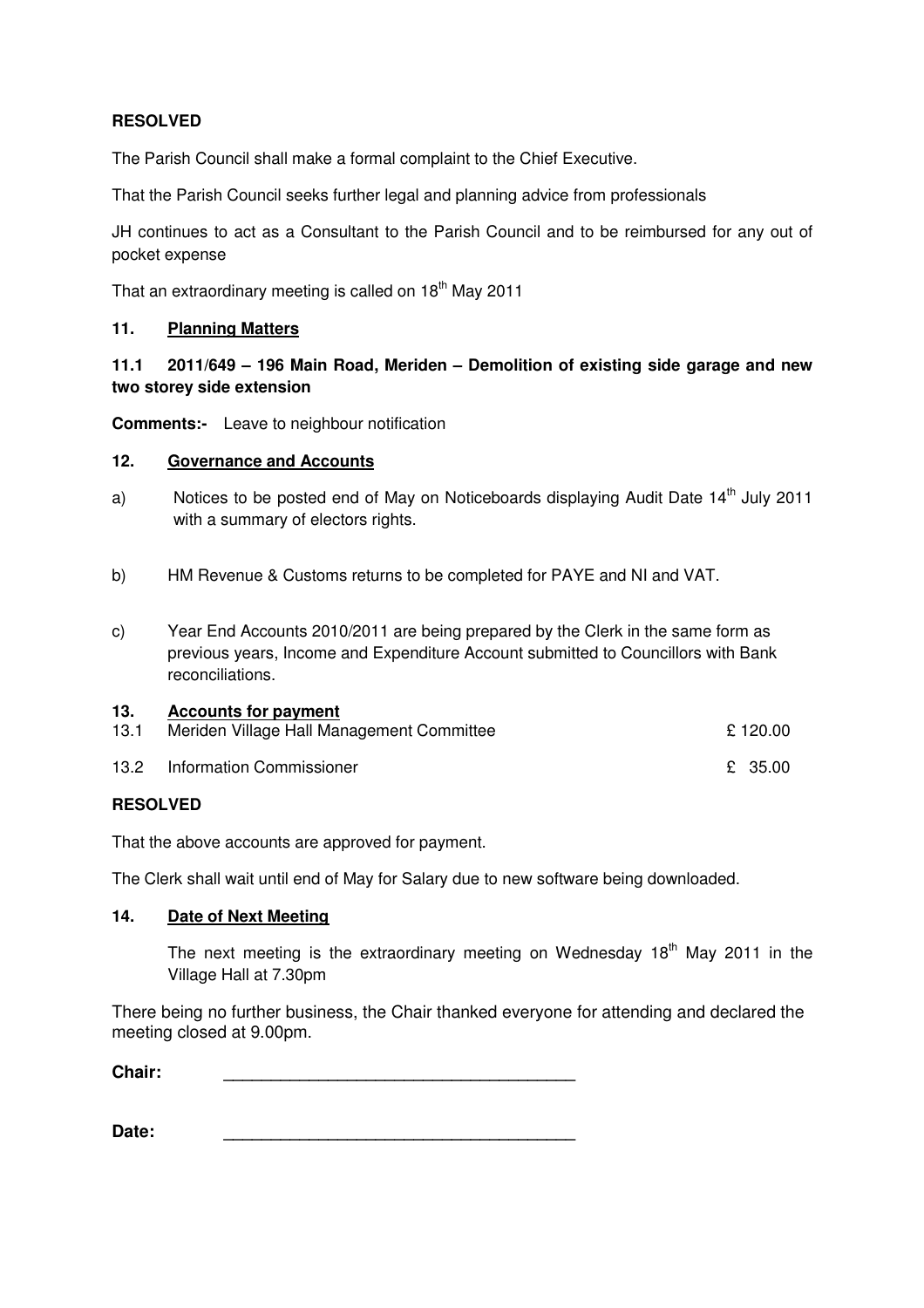**RESOLVED**

The Parish Council shall make a formal complaint to the Chief Executive.

That the Parish Council seeks further legal and planning advice from professionals

JH continues to act as a Consultant to the Parish Council and to be reimbursed for any out of pocket expense

That an extraordinary meeting is called on 18th May 2011

## 11. Planning Matters

### 11.1 2011/649 – 196 Main Road, Meriden – Demolition of existing side garage and new two storey side extension

**Comments:-** Leave to neighbour notification

## 12. Governance and Accounts

a) Notices to be posted end of May on Noticeboards displaying Audit Date 14th July 2011 with a summary of electors rights.

b) HM Revenue & Customs returns to be completed for PAYE and NI and VAT.

c) Year End Accounts 2010/2011 are being prepared by the Clerk in the same form as previous years, Income and Expenditure Account submitted to Councillors with Bank reconciliations.

## 13. Accounts for payment

| | | |
|---|---|---|
| 13.1 | Meriden Village Hall Management Committee | £ 120.00 |
| 13.2 | Information Commissioner | £ 35.00 |

**RESOLVED**

That the above accounts are approved for payment.

The Clerk shall wait until end of May for Salary due to new software being downloaded.

## 14. Date of Next Meeting

The next meeting is the extraordinary meeting on Wednesday 18th May 2011 in the Village Hall at 7.30pm

There being no further business, the Chair thanked everyone for attending and declared the meeting closed at 9.00pm.

**Chair:** \_\_\_\_\_\_\_\_\_\_\_\_\_\_\_\_\_\_\_\_\_\_\_\_\_\_\_\_\_\_\_\_\_\_\_\_\_\_

**Date:** \_\_\_\_\_\_\_\_\_\_\_\_\_\_\_\_\_\_\_\_\_\_\_\_\_\_\_\_\_\_\_\_\_\_\_\_\_\_